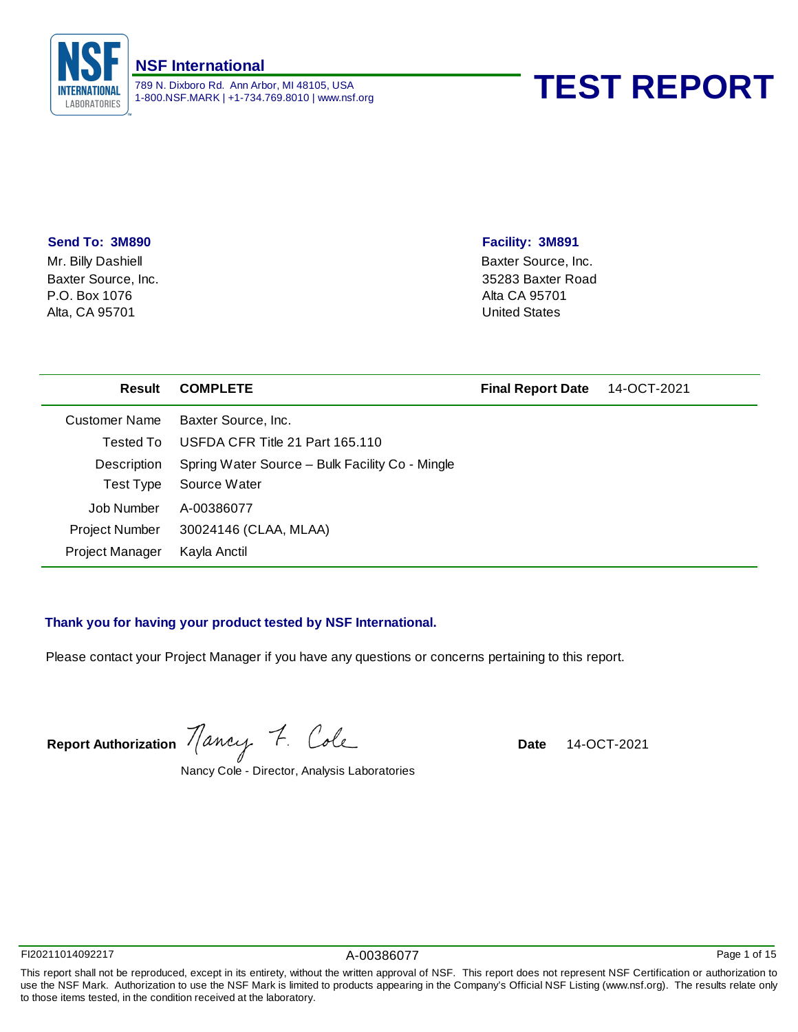**NSF International**

789 N. Dixboro Rd. Ann Arbor, MI 48105, USA
1-800.NSF.MARK | +1-734.769.8010 | www.nsf.org

# TEST REPORT

**Send To: 3M890**

Mr. Billy Dashiell
Baxter Source, Inc.
P.O. Box 1076
Alta, CA 95701

**Facility: 3M891**

Baxter Source, Inc.
35283 Baxter Road
Alta CA 95701
United States

| **Result** | **COMPLETE** | **Final Report Date** | 14-OCT-2021 |
|---|---|---|---|
| Customer Name | Baxter Source, Inc. | | |
| Tested To | USFDA CFR Title 21 Part 165.110 | | |
| Description | Spring Water Source – Bulk Facility Co - Mingle | | |
| Test Type | Source Water | | |
| Job Number | A-00386077 | | |
| Project Number | 30024146 (CLAA, MLAA) | | |
| Project Manager | Kayla Anctil | | |

**Thank you for having your product tested by NSF International.**

Please contact your Project Manager if you have any questions or concerns pertaining to this report.

**Report Authorization** Nancy F. Cole **Date** 14-OCT-2021

Nancy Cole - Director, Analysis Laboratories

FI20211014092217 A-00386077

This report shall not be reproduced, except in its entirety, without the written approval of NSF. This report does not represent NSF Certification or authorization to use the NSF Mark. Authorization to use the NSF Mark is limited to products appearing in the Company's Official NSF Listing (www.nsf.org). The results relate only to those items tested, in the condition received at the laboratory.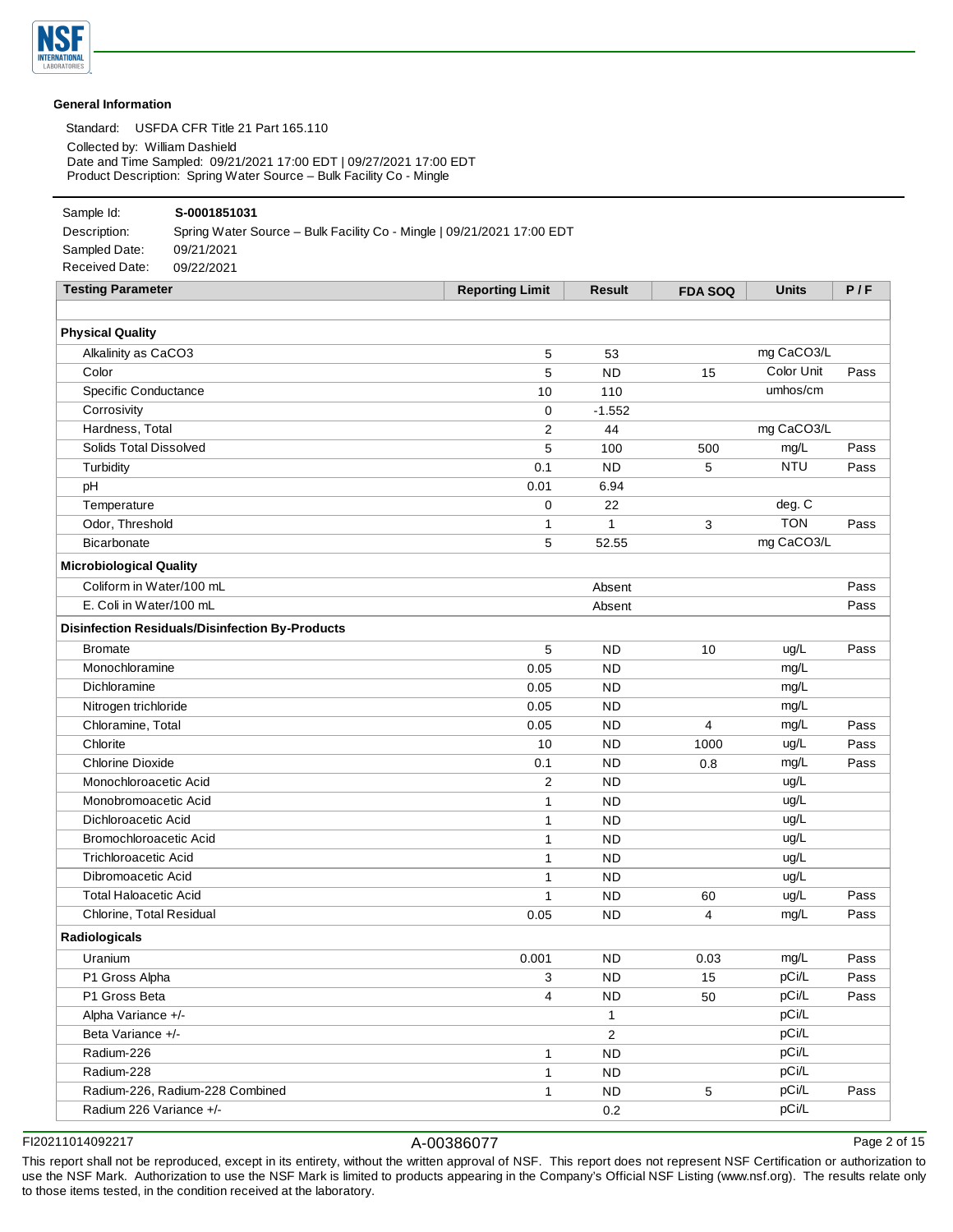## General Information

Standard: USFDA CFR Title 21 Part 165.110

Collected by: William Dashield
Date and Time Sampled: 09/21/2021 17:00 EDT | 09/27/2021 17:00 EDT
Product Description: Spring Water Source – Bulk Facility Co - Mingle

---

Sample Id: **S-0001851031**
Description: Spring Water Source – Bulk Facility Co - Mingle | 09/21/2021 17:00 EDT
Sampled Date: 09/21/2021
Received Date: 09/22/2021

| Testing Parameter | Reporting Limit | Result | FDA SOQ | Units | P / F |
|---|---|---|---|---|---|
| **Physical Quality** | | | | | |
| Alkalinity as CaCO3 | 5 | 53 | | mg CaCO3/L | |
| Color | 5 | ND | 15 | Color Unit | Pass |
| Specific Conductance | 10 | 110 | | umhos/cm | |
| Corrosivity | 0 | -1.552 | | | |
| Hardness, Total | 2 | 44 | | mg CaCO3/L | |
| Solids Total Dissolved | 5 | 100 | 500 | mg/L | Pass |
| Turbidity | 0.1 | ND | 5 | NTU | Pass |
| pH | 0.01 | 6.94 | | | |
| Temperature | 0 | 22 | | deg. C | |
| Odor, Threshold | 1 | 1 | 3 | TON | Pass |
| Bicarbonate | 5 | 52.55 | | mg CaCO3/L | |
| **Microbiological Quality** | | | | | |
| Coliform in Water/100 mL | | Absent | | | Pass |
| E. Coli in Water/100 mL | | Absent | | | Pass |
| **Disinfection Residuals/Disinfection By-Products** | | | | | |
| Bromate | 5 | ND | 10 | ug/L | Pass |
| Monochloramine | 0.05 | ND | | mg/L | |
| Dichloramine | 0.05 | ND | | mg/L | |
| Nitrogen trichloride | 0.05 | ND | | mg/L | |
| Chloramine, Total | 0.05 | ND | 4 | mg/L | Pass |
| Chlorite | 10 | ND | 1000 | ug/L | Pass |
| Chlorine Dioxide | 0.1 | ND | 0.8 | mg/L | Pass |
| Monochloroacetic Acid | 2 | ND | | ug/L | |
| Monobromoacetic Acid | 1 | ND | | ug/L | |
| Dichloroacetic Acid | 1 | ND | | ug/L | |
| Bromochloroacetic Acid | 1 | ND | | ug/L | |
| Trichloroacetic Acid | 1 | ND | | ug/L | |
| Dibromoacetic Acid | 1 | ND | | ug/L | |
| Total Haloacetic Acid | 1 | ND | 60 | ug/L | Pass |
| Chlorine, Total Residual | 0.05 | ND | 4 | mg/L | Pass |
| **Radiologicals** | | | | | |
| Uranium | 0.001 | ND | 0.03 | mg/L | Pass |
| P1 Gross Alpha | 3 | ND | 15 | pCi/L | Pass |
| P1 Gross Beta | 4 | ND | 50 | pCi/L | Pass |
| Alpha Variance +/- | | 1 | | pCi/L | |
| Beta Variance +/- | | 2 | | pCi/L | |
| Radium-226 | 1 | ND | | pCi/L | |
| Radium-228 | 1 | ND | | pCi/L | |
| Radium-226, Radium-228 Combined | 1 | ND | 5 | pCi/L | Pass |
| Radium 226 Variance +/- | | 0.2 | | pCi/L | |

FI20211014092217 A-00386077

This report shall not be reproduced, except in its entirety, without the written approval of NSF. This report does not represent NSF Certification or authorization to use the NSF Mark. Authorization to use the NSF Mark is limited to products appearing in the Company's Official NSF Listing (www.nsf.org). The results relate only to those items tested, in the condition received at the laboratory.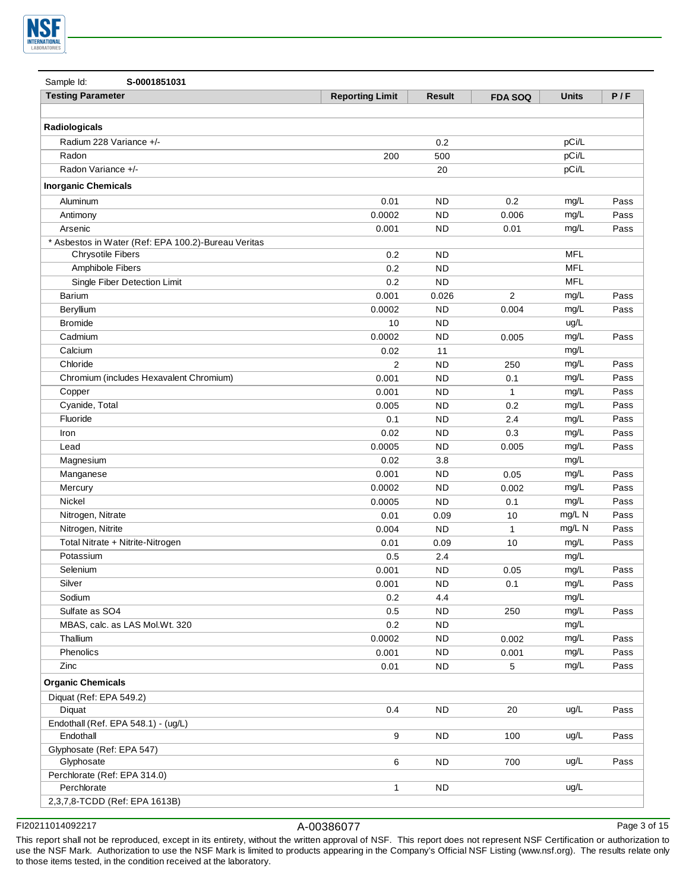Sample Id: **S-0001851031**

| Testing Parameter | Reporting Limit | Result | FDA SOQ | Units | P / F |
|---|---|---|---|---|---|
| | | | | | |
| **Radiologicals** | | | | | |
| Radium 228 Variance +/- | | 0.2 | | pCi/L | |
| Radon | 200 | 500 | | pCi/L | |
| Radon Variance +/- | | 20 | | pCi/L | |
| **Inorganic Chemicals** | | | | | |
| Aluminum | 0.01 | ND | 0.2 | mg/L | Pass |
| Antimony | 0.0002 | ND | 0.006 | mg/L | Pass |
| Arsenic | 0.001 | ND | 0.01 | mg/L | Pass |
| * Asbestos in Water (Ref: EPA 100.2)-Bureau Veritas | | | | | |
| Chrysotile Fibers | 0.2 | ND | | MFL | |
| Amphibole Fibers | 0.2 | ND | | MFL | |
| Single Fiber Detection Limit | 0.2 | ND | | MFL | |
| Barium | 0.001 | 0.026 | 2 | mg/L | Pass |
| Beryllium | 0.0002 | ND | 0.004 | mg/L | Pass |
| Bromide | 10 | ND | | ug/L | |
| Cadmium | 0.0002 | ND | 0.005 | mg/L | Pass |
| Calcium | 0.02 | 11 | | mg/L | |
| Chloride | 2 | ND | 250 | mg/L | Pass |
| Chromium (includes Hexavalent Chromium) | 0.001 | ND | 0.1 | mg/L | Pass |
| Copper | 0.001 | ND | 1 | mg/L | Pass |
| Cyanide, Total | 0.005 | ND | 0.2 | mg/L | Pass |
| Fluoride | 0.1 | ND | 2.4 | mg/L | Pass |
| Iron | 0.02 | ND | 0.3 | mg/L | Pass |
| Lead | 0.0005 | ND | 0.005 | mg/L | Pass |
| Magnesium | 0.02 | 3.8 | | mg/L | |
| Manganese | 0.001 | ND | 0.05 | mg/L | Pass |
| Mercury | 0.0002 | ND | 0.002 | mg/L | Pass |
| Nickel | 0.0005 | ND | 0.1 | mg/L | Pass |
| Nitrogen, Nitrate | 0.01 | 0.09 | 10 | mg/L N | Pass |
| Nitrogen, Nitrite | 0.004 | ND | 1 | mg/L N | Pass |
| Total Nitrate + Nitrite-Nitrogen | 0.01 | 0.09 | 10 | mg/L | Pass |
| Potassium | 0.5 | 2.4 | | mg/L | |
| Selenium | 0.001 | ND | 0.05 | mg/L | Pass |
| Silver | 0.001 | ND | 0.1 | mg/L | Pass |
| Sodium | 0.2 | 4.4 | | mg/L | |
| Sulfate as SO4 | 0.5 | ND | 250 | mg/L | Pass |
| MBAS, calc. as LAS Mol.Wt. 320 | 0.2 | ND | | mg/L | |
| Thallium | 0.0002 | ND | 0.002 | mg/L | Pass |
| Phenolics | 0.001 | ND | 0.001 | mg/L | Pass |
| Zinc | 0.01 | ND | 5 | mg/L | Pass |
| **Organic Chemicals** | | | | | |
| Diquat (Ref: EPA 549.2) | | | | | |
| Diquat | 0.4 | ND | 20 | ug/L | Pass |
| Endothall (Ref. EPA 548.1) - (ug/L) | | | | | |
| Endothall | 9 | ND | 100 | ug/L | Pass |
| Glyphosate (Ref: EPA 547) | | | | | |
| Glyphosate | 6 | ND | 700 | ug/L | Pass |
| Perchlorate (Ref: EPA 314.0) | | | | | |
| Perchlorate | 1 | ND | | ug/L | |
| 2,3,7,8-TCDD (Ref: EPA 1613B) | | | | | |

FI20211014092217 A-00386077

This report shall not be reproduced, except in its entirety, without the written approval of NSF. This report does not represent NSF Certification or authorization to use the NSF Mark. Authorization to use the NSF Mark is limited to products appearing in the Company's Official NSF Listing (www.nsf.org). The results relate only to those items tested, in the condition received at the laboratory.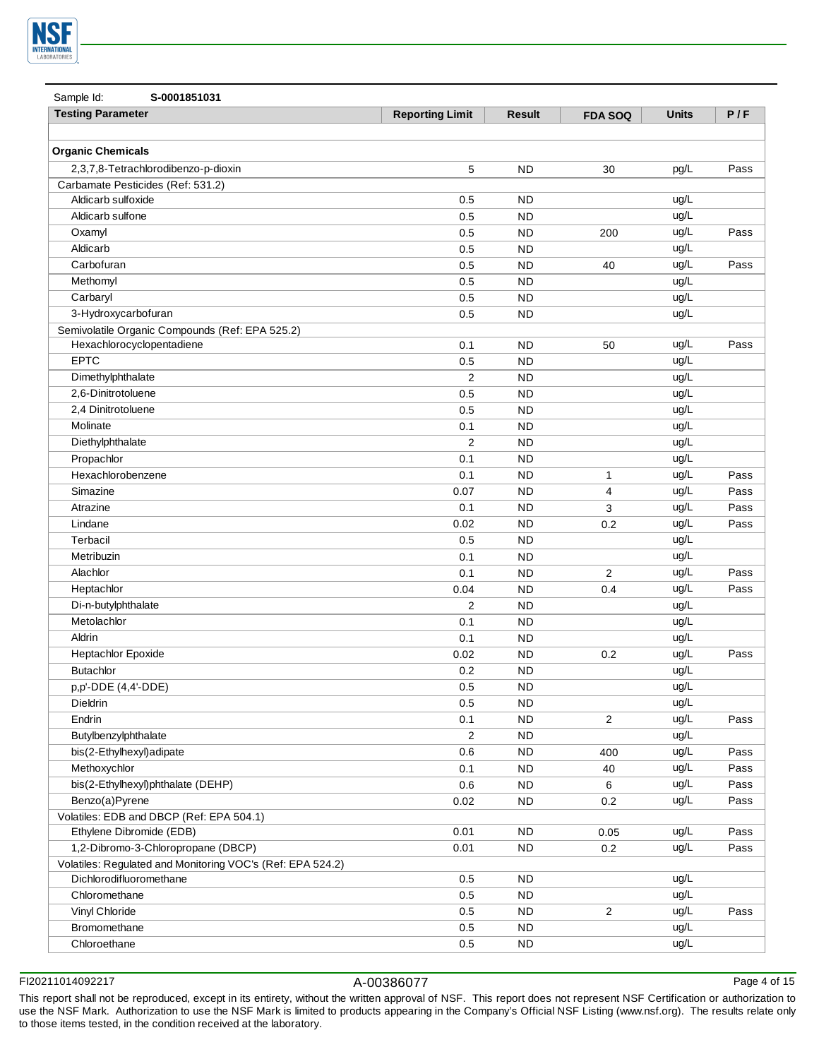Sample Id: **S-0001851031**

| Testing Parameter | Reporting Limit | Result | FDA SOQ | Units | P / F |
|---|---|---|---|---|---|
| | | | | | |
| **Organic Chemicals** | | | | | |
| 2,3,7,8-Tetrachlorodibenzo-p-dioxin | 5 | ND | 30 | pg/L | Pass |
| Carbamate Pesticides (Ref: 531.2) | | | | | |
| Aldicarb sulfoxide | 0.5 | ND | | ug/L | |
| Aldicarb sulfone | 0.5 | ND | | ug/L | |
| Oxamyl | 0.5 | ND | 200 | ug/L | Pass |
| Aldicarb | 0.5 | ND | | ug/L | |
| Carbofuran | 0.5 | ND | 40 | ug/L | Pass |
| Methomyl | 0.5 | ND | | ug/L | |
| Carbaryl | 0.5 | ND | | ug/L | |
| 3-Hydroxycarbofuran | 0.5 | ND | | ug/L | |
| Semivolatile Organic Compounds (Ref: EPA 525.2) | | | | | |
| Hexachlorocyclopentadiene | 0.1 | ND | 50 | ug/L | Pass |
| EPTC | 0.5 | ND | | ug/L | |
| Dimethylphthalate | 2 | ND | | ug/L | |
| 2,6-Dinitrotoluene | 0.5 | ND | | ug/L | |
| 2,4 Dinitrotoluene | 0.5 | ND | | ug/L | |
| Molinate | 0.1 | ND | | ug/L | |
| Diethylphthalate | 2 | ND | | ug/L | |
| Propachlor | 0.1 | ND | | ug/L | |
| Hexachlorobenzene | 0.1 | ND | 1 | ug/L | Pass |
| Simazine | 0.07 | ND | 4 | ug/L | Pass |
| Atrazine | 0.1 | ND | 3 | ug/L | Pass |
| Lindane | 0.02 | ND | 0.2 | ug/L | Pass |
| Terbacil | 0.5 | ND | | ug/L | |
| Metribuzin | 0.1 | ND | | ug/L | |
| Alachlor | 0.1 | ND | 2 | ug/L | Pass |
| Heptachlor | 0.04 | ND | 0.4 | ug/L | Pass |
| Di-n-butylphthalate | 2 | ND | | ug/L | |
| Metolachlor | 0.1 | ND | | ug/L | |
| Aldrin | 0.1 | ND | | ug/L | |
| Heptachlor Epoxide | 0.02 | ND | 0.2 | ug/L | Pass |
| Butachlor | 0.2 | ND | | ug/L | |
| p,p'-DDE (4,4'-DDE) | 0.5 | ND | | ug/L | |
| Dieldrin | 0.5 | ND | | ug/L | |
| Endrin | 0.1 | ND | 2 | ug/L | Pass |
| Butylbenzylphthalate | 2 | ND | | ug/L | |
| bis(2-Ethylhexyl)adipate | 0.6 | ND | 400 | ug/L | Pass |
| Methoxychlor | 0.1 | ND | 40 | ug/L | Pass |
| bis(2-Ethylhexyl)phthalate (DEHP) | 0.6 | ND | 6 | ug/L | Pass |
| Benzo(a)Pyrene | 0.02 | ND | 0.2 | ug/L | Pass |
| Volatiles: EDB and DBCP (Ref: EPA 504.1) | | | | | |
| Ethylene Dibromide (EDB) | 0.01 | ND | 0.05 | ug/L | Pass |
| 1,2-Dibromo-3-Chloropropane (DBCP) | 0.01 | ND | 0.2 | ug/L | Pass |
| Volatiles: Regulated and Monitoring VOC's (Ref: EPA 524.2) | | | | | |
| Dichlorodifluoromethane | 0.5 | ND | | ug/L | |
| Chloromethane | 0.5 | ND | | ug/L | |
| Vinyl Chloride | 0.5 | ND | 2 | ug/L | Pass |
| Bromomethane | 0.5 | ND | | ug/L | |
| Chloroethane | 0.5 | ND | | ug/L | |

FI20211014092217 A-00386077

This report shall not be reproduced, except in its entirety, without the written approval of NSF. This report does not represent NSF Certification or authorization to use the NSF Mark. Authorization to use the NSF Mark is limited to products appearing in the Company's Official NSF Listing (www.nsf.org). The results relate only to those items tested, in the condition received at the laboratory.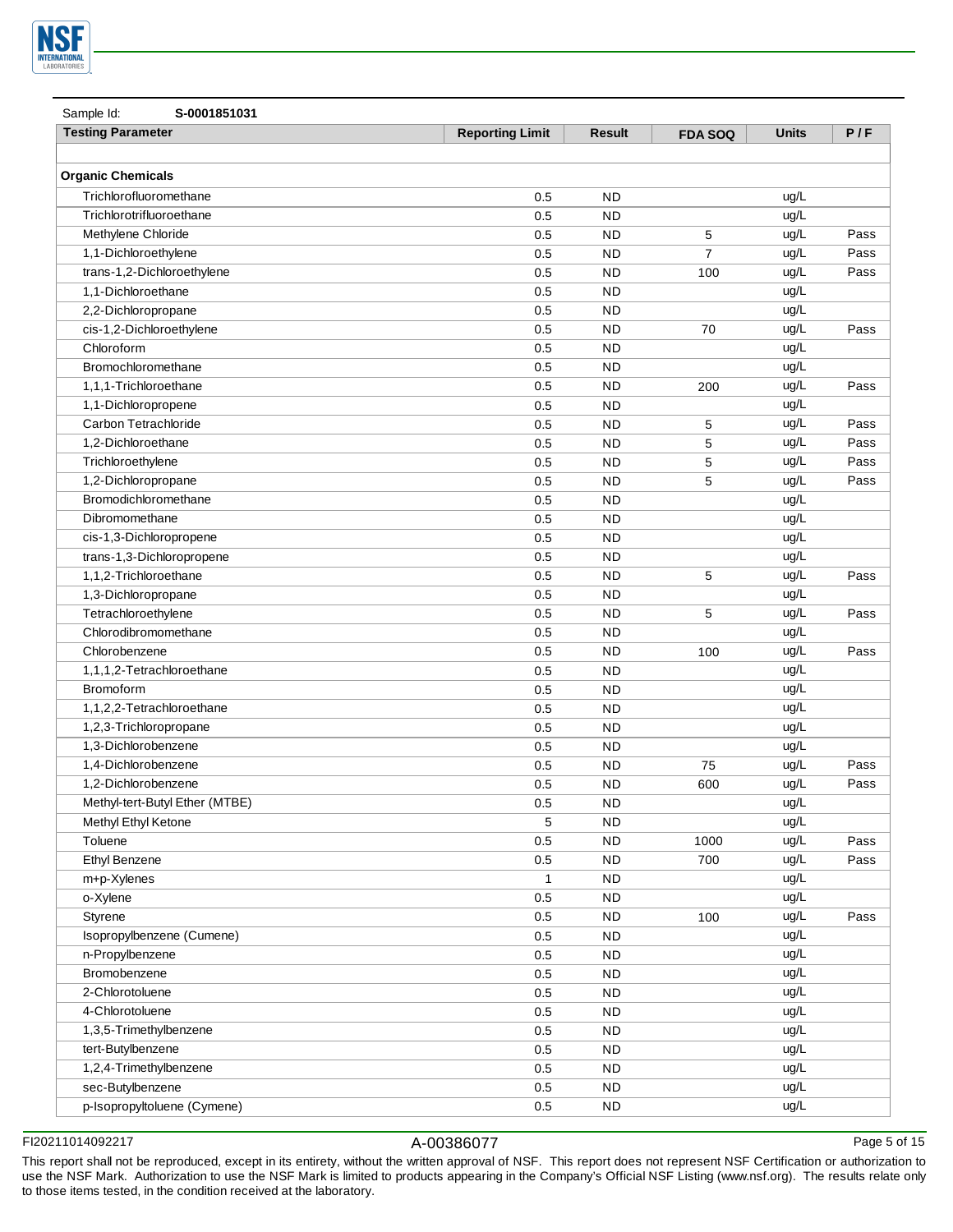Sample Id: **S-0001851031**

| Testing Parameter | Reporting Limit | Result | FDA SOQ | Units | P / F |
|---|---|---|---|---|---|
| | | | | | |
| **Organic Chemicals** | | | | | |
| Trichlorofluoromethane | 0.5 | ND | | ug/L | |
| Trichlorotrifluoroethane | 0.5 | ND | | ug/L | |
| Methylene Chloride | 0.5 | ND | 5 | ug/L | Pass |
| 1,1-Dichloroethylene | 0.5 | ND | 7 | ug/L | Pass |
| trans-1,2-Dichloroethylene | 0.5 | ND | 100 | ug/L | Pass |
| 1,1-Dichloroethane | 0.5 | ND | | ug/L | |
| 2,2-Dichloropropane | 0.5 | ND | | ug/L | |
| cis-1,2-Dichloroethylene | 0.5 | ND | 70 | ug/L | Pass |
| Chloroform | 0.5 | ND | | ug/L | |
| Bromochloromethane | 0.5 | ND | | ug/L | |
| 1,1,1-Trichloroethane | 0.5 | ND | 200 | ug/L | Pass |
| 1,1-Dichloropropene | 0.5 | ND | | ug/L | |
| Carbon Tetrachloride | 0.5 | ND | 5 | ug/L | Pass |
| 1,2-Dichloroethane | 0.5 | ND | 5 | ug/L | Pass |
| Trichloroethylene | 0.5 | ND | 5 | ug/L | Pass |
| 1,2-Dichloropropane | 0.5 | ND | 5 | ug/L | Pass |
| Bromodichloromethane | 0.5 | ND | | ug/L | |
| Dibromomethane | 0.5 | ND | | ug/L | |
| cis-1,3-Dichloropropene | 0.5 | ND | | ug/L | |
| trans-1,3-Dichloropropene | 0.5 | ND | | ug/L | |
| 1,1,2-Trichloroethane | 0.5 | ND | 5 | ug/L | Pass |
| 1,3-Dichloropropane | 0.5 | ND | | ug/L | |
| Tetrachloroethylene | 0.5 | ND | 5 | ug/L | Pass |
| Chlorodibromomethane | 0.5 | ND | | ug/L | |
| Chlorobenzene | 0.5 | ND | 100 | ug/L | Pass |
| 1,1,1,2-Tetrachloroethane | 0.5 | ND | | ug/L | |
| Bromoform | 0.5 | ND | | ug/L | |
| 1,1,2,2-Tetrachloroethane | 0.5 | ND | | ug/L | |
| 1,2,3-Trichloropropane | 0.5 | ND | | ug/L | |
| 1,3-Dichlorobenzene | 0.5 | ND | | ug/L | |
| 1,4-Dichlorobenzene | 0.5 | ND | 75 | ug/L | Pass |
| 1,2-Dichlorobenzene | 0.5 | ND | 600 | ug/L | Pass |
| Methyl-tert-Butyl Ether (MTBE) | 0.5 | ND | | ug/L | |
| Methyl Ethyl Ketone | 5 | ND | | ug/L | |
| Toluene | 0.5 | ND | 1000 | ug/L | Pass |
| Ethyl Benzene | 0.5 | ND | 700 | ug/L | Pass |
| m+p-Xylenes | 1 | ND | | ug/L | |
| o-Xylene | 0.5 | ND | | ug/L | |
| Styrene | 0.5 | ND | 100 | ug/L | Pass |
| Isopropylbenzene (Cumene) | 0.5 | ND | | ug/L | |
| n-Propylbenzene | 0.5 | ND | | ug/L | |
| Bromobenzene | 0.5 | ND | | ug/L | |
| 2-Chlorotoluene | 0.5 | ND | | ug/L | |
| 4-Chlorotoluene | 0.5 | ND | | ug/L | |
| 1,3,5-Trimethylbenzene | 0.5 | ND | | ug/L | |
| tert-Butylbenzene | 0.5 | ND | | ug/L | |
| 1,2,4-Trimethylbenzene | 0.5 | ND | | ug/L | |
| sec-Butylbenzene | 0.5 | ND | | ug/L | |
| p-Isopropyltoluene (Cymene) | 0.5 | ND | | ug/L | |

FI20211014092217 A-00386077

This report shall not be reproduced, except in its entirety, without the written approval of NSF. This report does not represent NSF Certification or authorization to use the NSF Mark. Authorization to use the NSF Mark is limited to products appearing in the Company's Official NSF Listing (www.nsf.org). The results relate only to those items tested, in the condition received at the laboratory.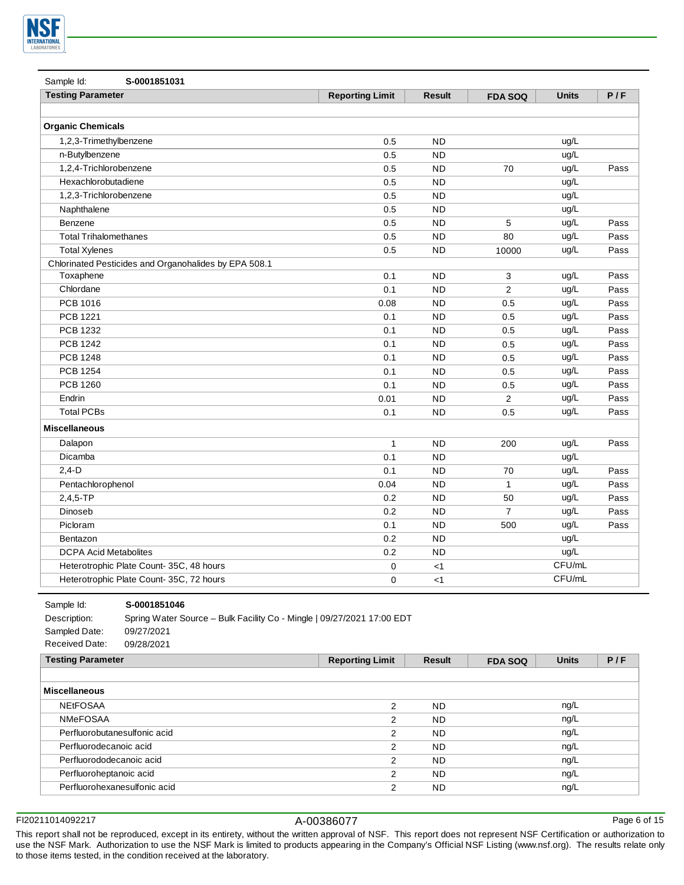Sample Id: **S-0001851031**

| Testing Parameter | Reporting Limit | Result | FDA SOQ | Units | P / F |
|---|---|---|---|---|---|
| | | | | | |
| **Organic Chemicals** | | | | | |
| 1,2,3-Trimethylbenzene | 0.5 | ND | | ug/L | |
| n-Butylbenzene | 0.5 | ND | | ug/L | |
| 1,2,4-Trichlorobenzene | 0.5 | ND | 70 | ug/L | Pass |
| Hexachlorobutadiene | 0.5 | ND | | ug/L | |
| 1,2,3-Trichlorobenzene | 0.5 | ND | | ug/L | |
| Naphthalene | 0.5 | ND | | ug/L | |
| Benzene | 0.5 | ND | 5 | ug/L | Pass |
| Total Trihalomethanes | 0.5 | ND | 80 | ug/L | Pass |
| Total Xylenes | 0.5 | ND | 10000 | ug/L | Pass |
| Chlorinated Pesticides and Organohalides by EPA 508.1 | | | | | |
| Toxaphene | 0.1 | ND | 3 | ug/L | Pass |
| Chlordane | 0.1 | ND | 2 | ug/L | Pass |
| PCB 1016 | 0.08 | ND | 0.5 | ug/L | Pass |
| PCB 1221 | 0.1 | ND | 0.5 | ug/L | Pass |
| PCB 1232 | 0.1 | ND | 0.5 | ug/L | Pass |
| PCB 1242 | 0.1 | ND | 0.5 | ug/L | Pass |
| PCB 1248 | 0.1 | ND | 0.5 | ug/L | Pass |
| PCB 1254 | 0.1 | ND | 0.5 | ug/L | Pass |
| PCB 1260 | 0.1 | ND | 0.5 | ug/L | Pass |
| Endrin | 0.01 | ND | 2 | ug/L | Pass |
| Total PCBs | 0.1 | ND | 0.5 | ug/L | Pass |
| **Miscellaneous** | | | | | |
| Dalapon | 1 | ND | 200 | ug/L | Pass |
| Dicamba | 0.1 | ND | | ug/L | |
| 2,4-D | 0.1 | ND | 70 | ug/L | Pass |
| Pentachlorophenol | 0.04 | ND | 1 | ug/L | Pass |
| 2,4,5-TP | 0.2 | ND | 50 | ug/L | Pass |
| Dinoseb | 0.2 | ND | 7 | ug/L | Pass |
| Picloram | 0.1 | ND | 500 | ug/L | Pass |
| Bentazon | 0.2 | ND | | ug/L | |
| DCPA Acid Metabolites | 0.2 | ND | | ug/L | |
| Heterotrophic Plate Count- 35C, 48 hours | 0 | <1 | | CFU/mL | |
| Heterotrophic Plate Count- 35C, 72 hours | 0 | <1 | | CFU/mL | |

Sample Id: **S-0001851046**
Description: Spring Water Source – Bulk Facility Co - Mingle | 09/27/2021 17:00 EDT
Sampled Date: 09/27/2021
Received Date: 09/28/2021

| Testing Parameter | Reporting Limit | Result | FDA SOQ | Units | P / F |
|---|---|---|---|---|---|
| | | | | | |
| **Miscellaneous** | | | | | |
| NEtFOSAA | 2 | ND | | ng/L | |
| NMeFOSAA | 2 | ND | | ng/L | |
| Perfluorobutanesulfonic acid | 2 | ND | | ng/L | |
| Perfluorodecanoic acid | 2 | ND | | ng/L | |
| Perfluorododecanoic acid | 2 | ND | | ng/L | |
| Perfluoroheptanoic acid | 2 | ND | | ng/L | |
| Perfluorohexanesulfonic acid | 2 | ND | | ng/L | |

FI20211014092217 A-00386077

This report shall not be reproduced, except in its entirety, without the written approval of NSF. This report does not represent NSF Certification or authorization to use the NSF Mark. Authorization to use the NSF Mark is limited to products appearing in the Company's Official NSF Listing (www.nsf.org). The results relate only to those items tested, in the condition received at the laboratory.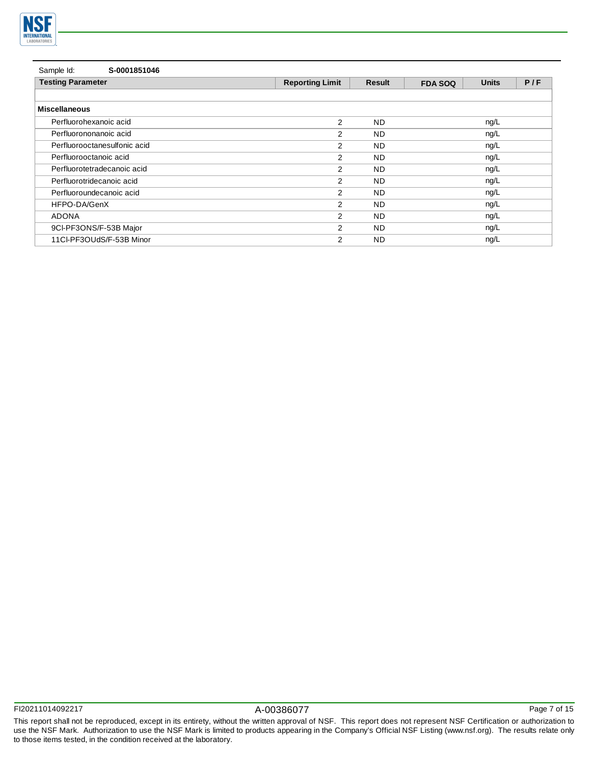Sample Id: **S-0001851046**

| Testing Parameter | Reporting Limit | Result | FDA SOQ | Units | P / F |
|---|---|---|---|---|---|
| | | | | | |
| **Miscellaneous** | | | | | |
| Perfluorohexanoic acid | 2 | ND | | ng/L | |
| Perfluorononanoic acid | 2 | ND | | ng/L | |
| Perfluorooctanesulfonic acid | 2 | ND | | ng/L | |
| Perfluorooctanoic acid | 2 | ND | | ng/L | |
| Perfluorotetradecanoic acid | 2 | ND | | ng/L | |
| Perfluorotridecanoic acid | 2 | ND | | ng/L | |
| Perfluoroundecanoic acid | 2 | ND | | ng/L | |
| HFPO-DA/GenX | 2 | ND | | ng/L | |
| ADONA | 2 | ND | | ng/L | |
| 9Cl-PF3ONS/F-53B Major | 2 | ND | | ng/L | |
| 11Cl-PF3OUdS/F-53B Minor | 2 | ND | | ng/L | |

FI20211014092217 A-00386077

This report shall not be reproduced, except in its entirety, without the written approval of NSF. This report does not represent NSF Certification or authorization to use the NSF Mark. Authorization to use the NSF Mark is limited to products appearing in the Company's Official NSF Listing (www.nsf.org). The results relate only to those items tested, in the condition received at the laboratory.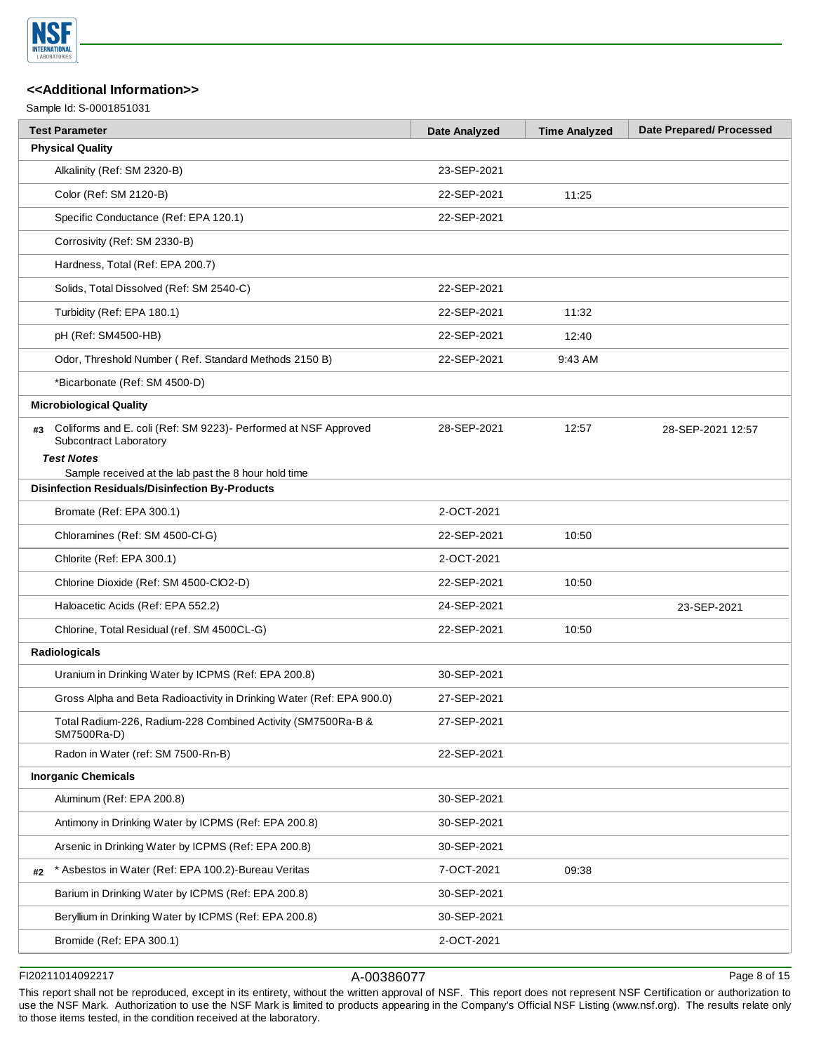## <<Additional Information>>

Sample Id: S-0001851031

| Test Parameter | Date Analyzed | Time Analyzed | Date Prepared/ Processed |
|---|---|---|---|
| **Physical Quality** | | | |
| Alkalinity (Ref: SM 2320-B) | 23-SEP-2021 | | |
| Color (Ref: SM 2120-B) | 22-SEP-2021 | 11:25 | |
| Specific Conductance (Ref: EPA 120.1) | 22-SEP-2021 | | |
| Corrosivity (Ref: SM 2330-B) | | | |
| Hardness, Total (Ref: EPA 200.7) | | | |
| Solids, Total Dissolved (Ref: SM 2540-C) | 22-SEP-2021 | | |
| Turbidity (Ref: EPA 180.1) | 22-SEP-2021 | 11:32 | |
| pH (Ref: SM4500-HB) | 22-SEP-2021 | 12:40 | |
| Odor, Threshold Number ( Ref. Standard Methods 2150 B) | 22-SEP-2021 | 9:43 AM | |
| *Bicarbonate (Ref: SM 4500-D) | | | |
| **Microbiological Quality** | | | |
| #3 Coliforms and E. coli (Ref: SM 9223)- Performed at NSF Approved Subcontract Laboratory | 28-SEP-2021 | 12:57 | 28-SEP-2021 12:57 |
| ***Test Notes*** Sample received at the lab past the 8 hour hold time | | | |
| **Disinfection Residuals/Disinfection By-Products** | | | |
| Bromate (Ref: EPA 300.1) | 2-OCT-2021 | | |
| Chloramines (Ref: SM 4500-Cl-G) | 22-SEP-2021 | 10:50 | |
| Chlorite (Ref: EPA 300.1) | 2-OCT-2021 | | |
| Chlorine Dioxide (Ref: SM 4500-ClO2-D) | 22-SEP-2021 | 10:50 | |
| Haloacetic Acids (Ref: EPA 552.2) | 24-SEP-2021 | | 23-SEP-2021 |
| Chlorine, Total Residual (ref. SM 4500CL-G) | 22-SEP-2021 | 10:50 | |
| **Radiologicals** | | | |
| Uranium in Drinking Water by ICPMS (Ref: EPA 200.8) | 30-SEP-2021 | | |
| Gross Alpha and Beta Radioactivity in Drinking Water (Ref: EPA 900.0) | 27-SEP-2021 | | |
| Total Radium-226, Radium-228 Combined Activity (SM7500Ra-B & SM7500Ra-D) | 27-SEP-2021 | | |
| Radon in Water (ref: SM 7500-Rn-B) | 22-SEP-2021 | | |
| **Inorganic Chemicals** | | | |
| Aluminum (Ref: EPA 200.8) | 30-SEP-2021 | | |
| Antimony in Drinking Water by ICPMS (Ref: EPA 200.8) | 30-SEP-2021 | | |
| Arsenic in Drinking Water by ICPMS (Ref: EPA 200.8) | 30-SEP-2021 | | |
| #2 * Asbestos in Water (Ref: EPA 100.2)-Bureau Veritas | 7-OCT-2021 | 09:38 | |
| Barium in Drinking Water by ICPMS (Ref: EPA 200.8) | 30-SEP-2021 | | |
| Beryllium in Drinking Water by ICPMS (Ref: EPA 200.8) | 30-SEP-2021 | | |
| Bromide (Ref: EPA 300.1) | 2-OCT-2021 | | |

FI20211014092217 A-00386077

This report shall not be reproduced, except in its entirety, without the written approval of NSF. This report does not represent NSF Certification or authorization to use the NSF Mark. Authorization to use the NSF Mark is limited to products appearing in the Company's Official NSF Listing (www.nsf.org). The results relate only to those items tested, in the condition received at the laboratory.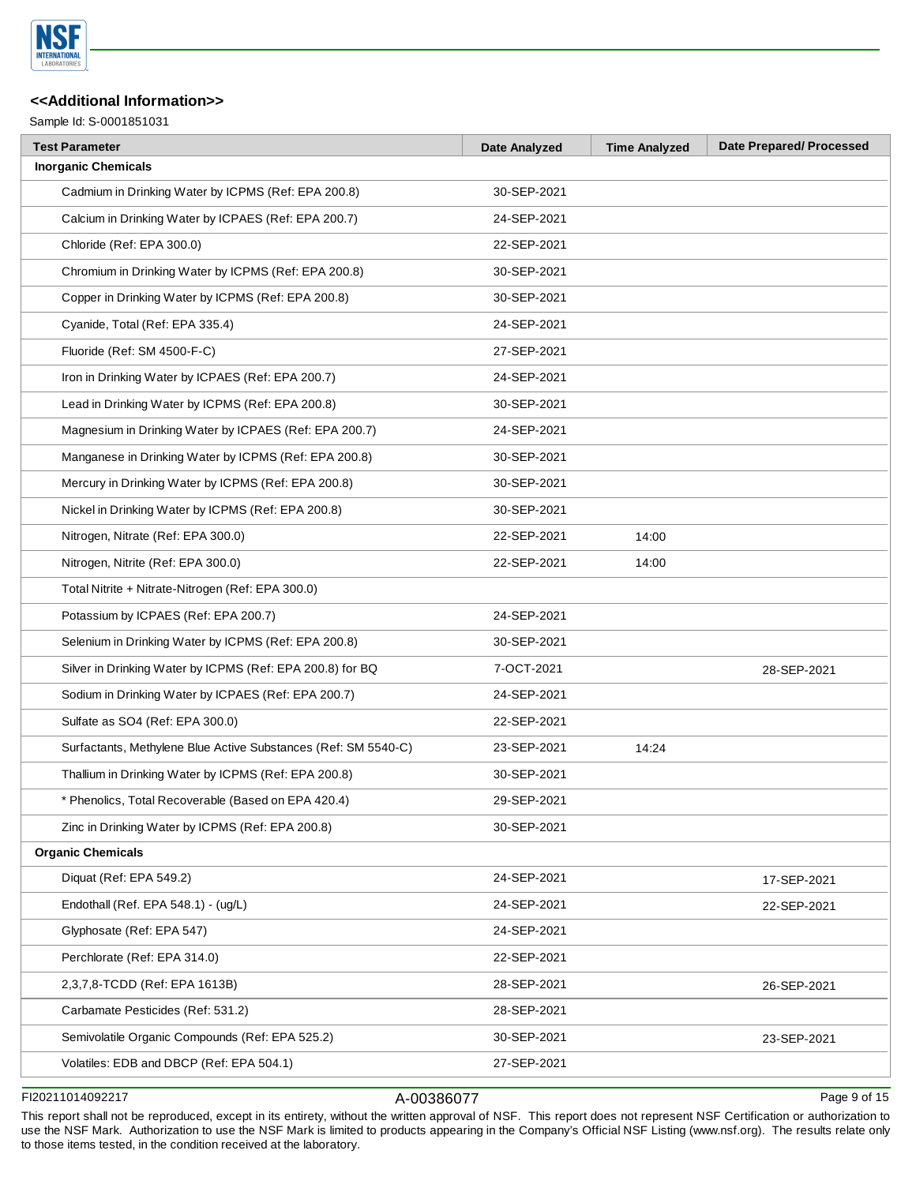## <<Additional Information>>

Sample Id: S-0001851031

| Test Parameter | Date Analyzed | Time Analyzed | Date Prepared/ Processed |
|---|---|---|---|
| **Inorganic Chemicals** | | | |
| Cadmium in Drinking Water by ICPMS (Ref: EPA 200.8) | 30-SEP-2021 | | |
| Calcium in Drinking Water by ICPAES (Ref: EPA 200.7) | 24-SEP-2021 | | |
| Chloride (Ref: EPA 300.0) | 22-SEP-2021 | | |
| Chromium in Drinking Water by ICPMS (Ref: EPA 200.8) | 30-SEP-2021 | | |
| Copper in Drinking Water by ICPMS (Ref: EPA 200.8) | 30-SEP-2021 | | |
| Cyanide, Total (Ref: EPA 335.4) | 24-SEP-2021 | | |
| Fluoride (Ref: SM 4500-F-C) | 27-SEP-2021 | | |
| Iron in Drinking Water by ICPAES (Ref: EPA 200.7) | 24-SEP-2021 | | |
| Lead in Drinking Water by ICPMS (Ref: EPA 200.8) | 30-SEP-2021 | | |
| Magnesium in Drinking Water by ICPAES (Ref: EPA 200.7) | 24-SEP-2021 | | |
| Manganese in Drinking Water by ICPMS (Ref: EPA 200.8) | 30-SEP-2021 | | |
| Mercury in Drinking Water by ICPMS (Ref: EPA 200.8) | 30-SEP-2021 | | |
| Nickel in Drinking Water by ICPMS (Ref: EPA 200.8) | 30-SEP-2021 | | |
| Nitrogen, Nitrate (Ref: EPA 300.0) | 22-SEP-2021 | 14:00 | |
| Nitrogen, Nitrite (Ref: EPA 300.0) | 22-SEP-2021 | 14:00 | |
| Total Nitrite + Nitrate-Nitrogen (Ref: EPA 300.0) | | | |
| Potassium by ICPAES (Ref: EPA 200.7) | 24-SEP-2021 | | |
| Selenium in Drinking Water by ICPMS (Ref: EPA 200.8) | 30-SEP-2021 | | |
| Silver in Drinking Water by ICPMS (Ref: EPA 200.8) for BQ | 7-OCT-2021 | | 28-SEP-2021 |
| Sodium in Drinking Water by ICPAES (Ref: EPA 200.7) | 24-SEP-2021 | | |
| Sulfate as SO4 (Ref: EPA 300.0) | 22-SEP-2021 | | |
| Surfactants, Methylene Blue Active Substances (Ref: SM 5540-C) | 23-SEP-2021 | 14:24 | |
| Thallium in Drinking Water by ICPMS (Ref: EPA 200.8) | 30-SEP-2021 | | |
| * Phenolics, Total Recoverable (Based on EPA 420.4) | 29-SEP-2021 | | |
| Zinc in Drinking Water by ICPMS (Ref: EPA 200.8) | 30-SEP-2021 | | |
| **Organic Chemicals** | | | |
| Diquat (Ref: EPA 549.2) | 24-SEP-2021 | | 17-SEP-2021 |
| Endothall (Ref. EPA 548.1) - (ug/L) | 24-SEP-2021 | | 22-SEP-2021 |
| Glyphosate (Ref: EPA 547) | 24-SEP-2021 | | |
| Perchlorate (Ref: EPA 314.0) | 22-SEP-2021 | | |
| 2,3,7,8-TCDD (Ref: EPA 1613B) | 28-SEP-2021 | | 26-SEP-2021 |
| Carbamate Pesticides (Ref: 531.2) | 28-SEP-2021 | | |
| Semivolatile Organic Compounds (Ref: EPA 525.2) | 30-SEP-2021 | | 23-SEP-2021 |
| Volatiles: EDB and DBCP (Ref: EPA 504.1) | 27-SEP-2021 | | |

FI20211014092217 A-00386077

This report shall not be reproduced, except in its entirety, without the written approval of NSF. This report does not represent NSF Certification or authorization to use the NSF Mark. Authorization to use the NSF Mark is limited to products appearing in the Company's Official NSF Listing (www.nsf.org). The results relate only to those items tested, in the condition received at the laboratory.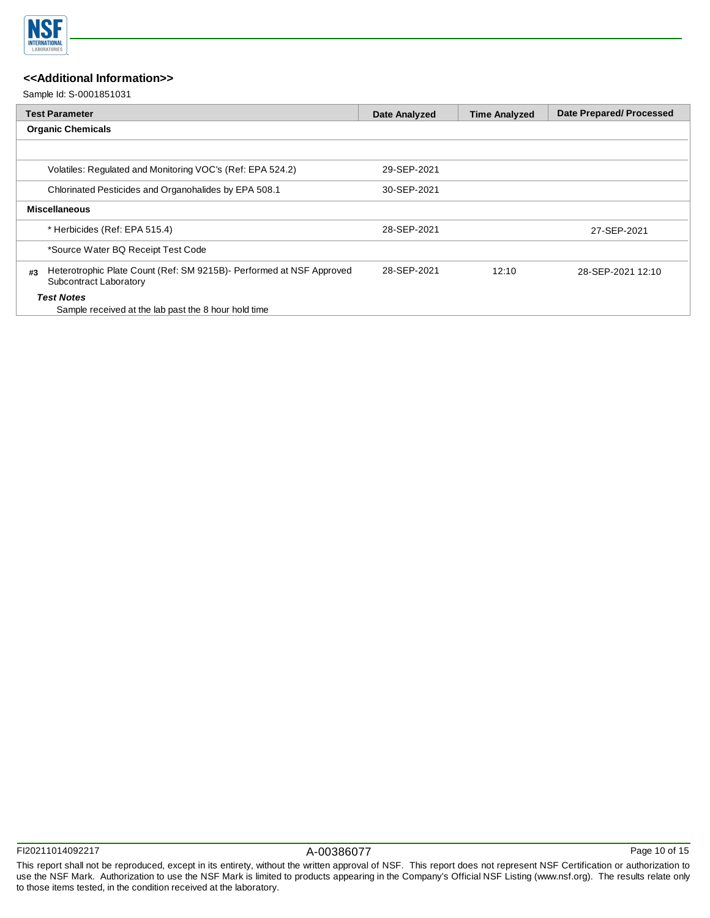## <<Additional Information>>

Sample Id: S-0001851031

| Test Parameter | Date Analyzed | Time Analyzed | Date Prepared/ Processed |
|---|---|---|---|
| **Organic Chemicals** | | | |
| | | | |
| Volatiles: Regulated and Monitoring VOC's (Ref: EPA 524.2) | 29-SEP-2021 | | |
| Chlorinated Pesticides and Organohalides by EPA 508.1 | 30-SEP-2021 | | |
| **Miscellaneous** | | | |
| * Herbicides (Ref: EPA 515.4) | 28-SEP-2021 | | 27-SEP-2021 |
| *Source Water BQ Receipt Test Code | | | |
| **#3** Heterotrophic Plate Count (Ref: SM 9215B)- Performed at NSF Approved Subcontract Laboratory | 28-SEP-2021 | 12:10 | 28-SEP-2021 12:10 |

***Test Notes***

Sample received at the lab past the 8 hour hold time

FI20211014092217 A-00386077

This report shall not be reproduced, except in its entirety, without the written approval of NSF. This report does not represent NSF Certification or authorization to use the NSF Mark. Authorization to use the NSF Mark is limited to products appearing in the Company's Official NSF Listing (www.nsf.org). The results relate only to those items tested, in the condition received at the laboratory.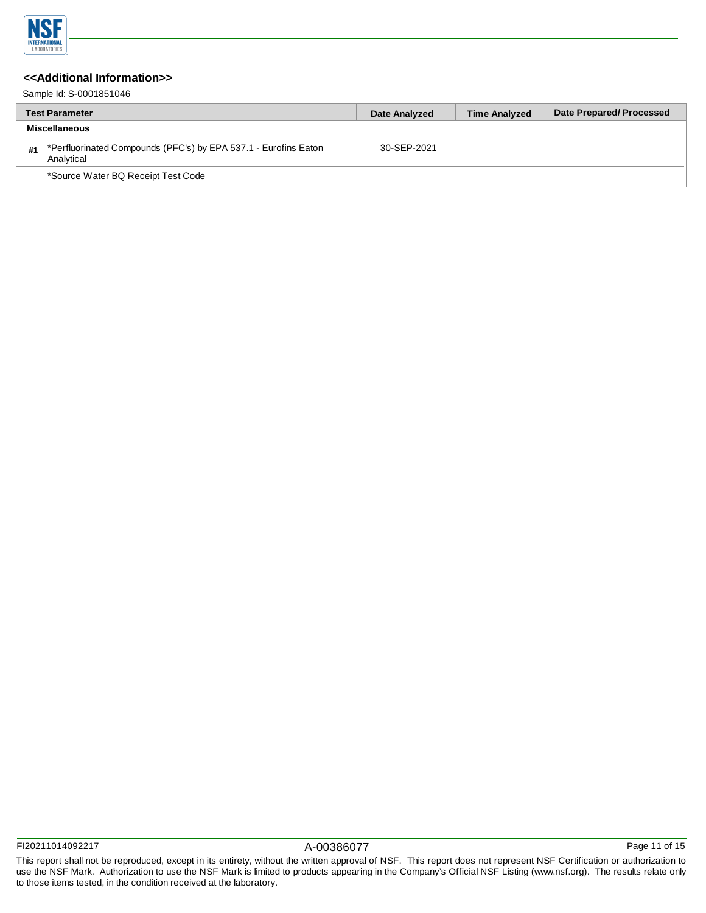## <<Additional Information>>

Sample Id: S-0001851046

| | Test Parameter | Date Analyzed | Time Analyzed | Date Prepared/ Processed |
|---|---|---|---|---|
| | **Miscellaneous** | | | |
| #1 | *Perfluorinated Compounds (PFC's) by EPA 537.1 - Eurofins Eaton Analytical | 30-SEP-2021 | | |
| | *Source Water BQ Receipt Test Code | | | |

FI20211014092217 A-00386077

This report shall not be reproduced, except in its entirety, without the written approval of NSF. This report does not represent NSF Certification or authorization to use the NSF Mark. Authorization to use the NSF Mark is limited to products appearing in the Company's Official NSF Listing (www.nsf.org). The results relate only to those items tested, in the condition received at the laboratory.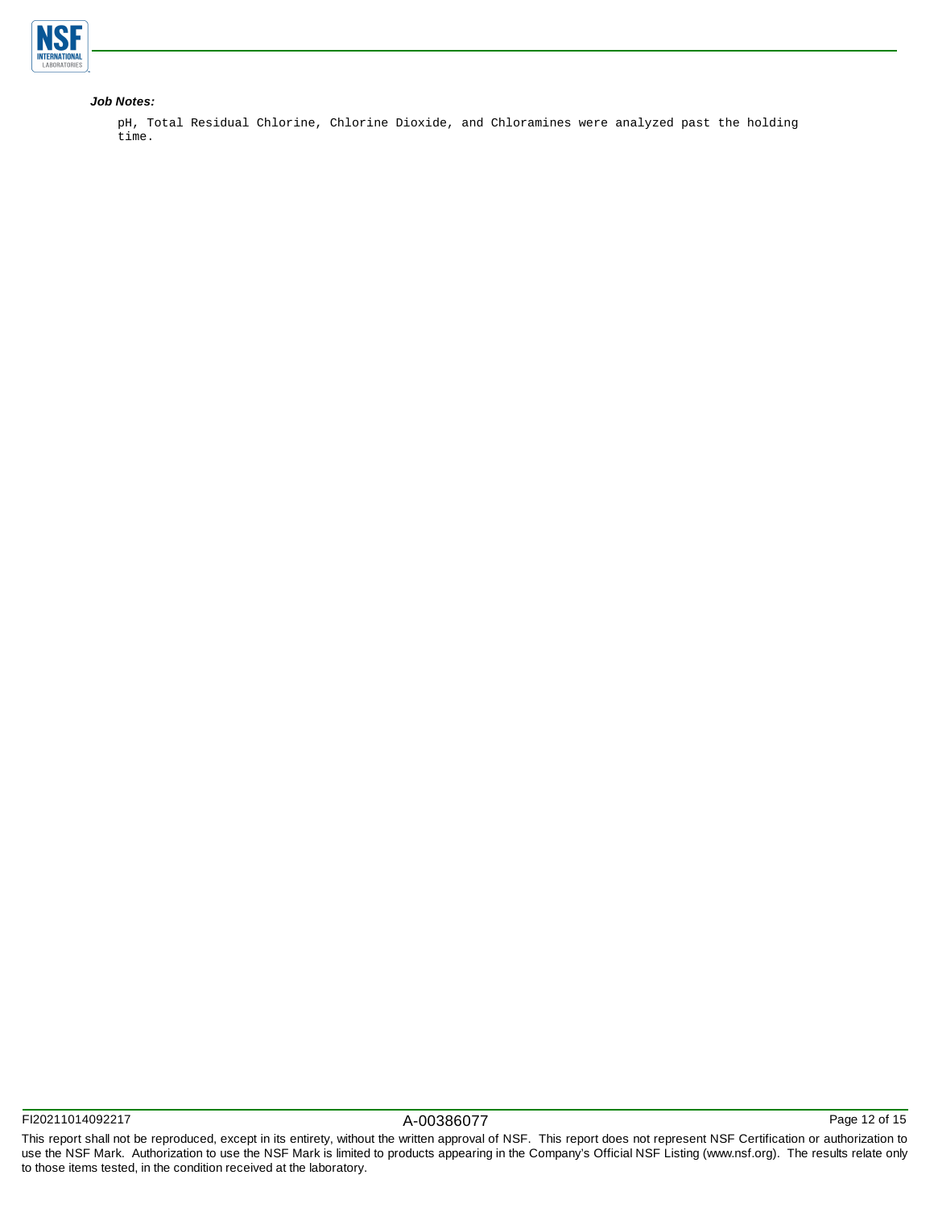***Job Notes:***

pH, Total Residual Chlorine, Chlorine Dioxide, and Chloramines were analyzed past the holding time.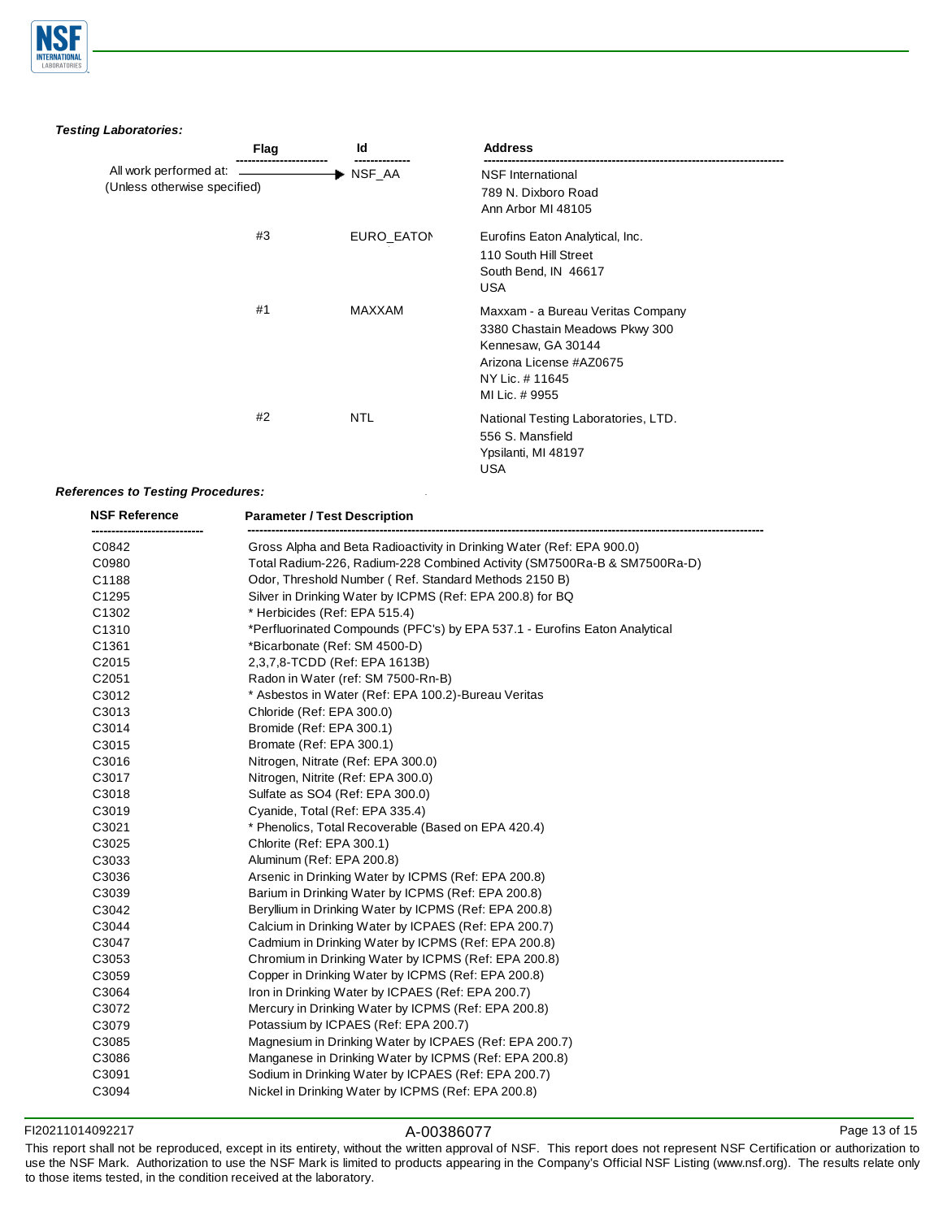***Testing Laboratories:***

| | Flag | Id | Address |
|---|---|---|---|
| All work performed at: (Unless otherwise specified) | ——→ | NSF_AA | NSF International<br>789 N. Dixboro Road<br>Ann Arbor MI 48105 |
| | #3 | EURO_EATON | Eurofins Eaton Analytical, Inc.<br>110 South Hill Street<br>South Bend, IN 46617<br>USA |
| | #1 | MAXXAM | Maxxam - a Bureau Veritas Company<br>3380 Chastain Meadows Pkwy 300<br>Kennesaw, GA 30144<br>Arizona License #AZ0675<br>NY Lic. # 11645<br>MI Lic. # 9955 |
| | #2 | NTL | National Testing Laboratories, LTD.<br>556 S. Mansfield<br>Ypsilanti, MI 48197<br>USA |

***References to Testing Procedures:***

| NSF Reference | Parameter / Test Description |
|---|---|
| C0842 | Gross Alpha and Beta Radioactivity in Drinking Water (Ref: EPA 900.0) |
| C0980 | Total Radium-226, Radium-228 Combined Activity (SM7500Ra-B & SM7500Ra-D) |
| C1188 | Odor, Threshold Number ( Ref. Standard Methods 2150 B) |
| C1295 | Silver in Drinking Water by ICPMS (Ref: EPA 200.8) for BQ |
| C1302 | * Herbicides (Ref: EPA 515.4) |
| C1310 | *Perfluorinated Compounds (PFC's) by EPA 537.1 - Eurofins Eaton Analytical |
| C1361 | *Bicarbonate (Ref: SM 4500-D) |
| C2015 | 2,3,7,8-TCDD (Ref: EPA 1613B) |
| C2051 | Radon in Water (ref: SM 7500-Rn-B) |
| C3012 | * Asbestos in Water (Ref: EPA 100.2)-Bureau Veritas |
| C3013 | Chloride (Ref: EPA 300.0) |
| C3014 | Bromide (Ref: EPA 300.1) |
| C3015 | Bromate (Ref: EPA 300.1) |
| C3016 | Nitrogen, Nitrate (Ref: EPA 300.0) |
| C3017 | Nitrogen, Nitrite (Ref: EPA 300.0) |
| C3018 | Sulfate as SO4 (Ref: EPA 300.0) |
| C3019 | Cyanide, Total (Ref: EPA 335.4) |
| C3021 | * Phenolics, Total Recoverable (Based on EPA 420.4) |
| C3025 | Chlorite (Ref: EPA 300.1) |
| C3033 | Aluminum (Ref: EPA 200.8) |
| C3036 | Arsenic in Drinking Water by ICPMS (Ref: EPA 200.8) |
| C3039 | Barium in Drinking Water by ICPMS (Ref: EPA 200.8) |
| C3042 | Beryllium in Drinking Water by ICPMS (Ref: EPA 200.8) |
| C3044 | Calcium in Drinking Water by ICPAES (Ref: EPA 200.7) |
| C3047 | Cadmium in Drinking Water by ICPMS (Ref: EPA 200.8) |
| C3053 | Chromium in Drinking Water by ICPMS (Ref: EPA 200.8) |
| C3059 | Copper in Drinking Water by ICPMS (Ref: EPA 200.8) |
| C3064 | Iron in Drinking Water by ICPAES (Ref: EPA 200.7) |
| C3072 | Mercury in Drinking Water by ICPMS (Ref: EPA 200.8) |
| C3079 | Potassium by ICPAES (Ref: EPA 200.7) |
| C3085 | Magnesium in Drinking Water by ICPAES (Ref: EPA 200.7) |
| C3086 | Manganese in Drinking Water by ICPMS (Ref: EPA 200.8) |
| C3091 | Sodium in Drinking Water by ICPAES (Ref: EPA 200.7) |
| C3094 | Nickel in Drinking Water by ICPMS (Ref: EPA 200.8) |

FI20211014092217 A-00386077

This report shall not be reproduced, except in its entirety, without the written approval of NSF. This report does not represent NSF Certification or authorization to use the NSF Mark. Authorization to use the NSF Mark is limited to products appearing in the Company's Official NSF Listing (www.nsf.org). The results relate only to those items tested, in the condition received at the laboratory.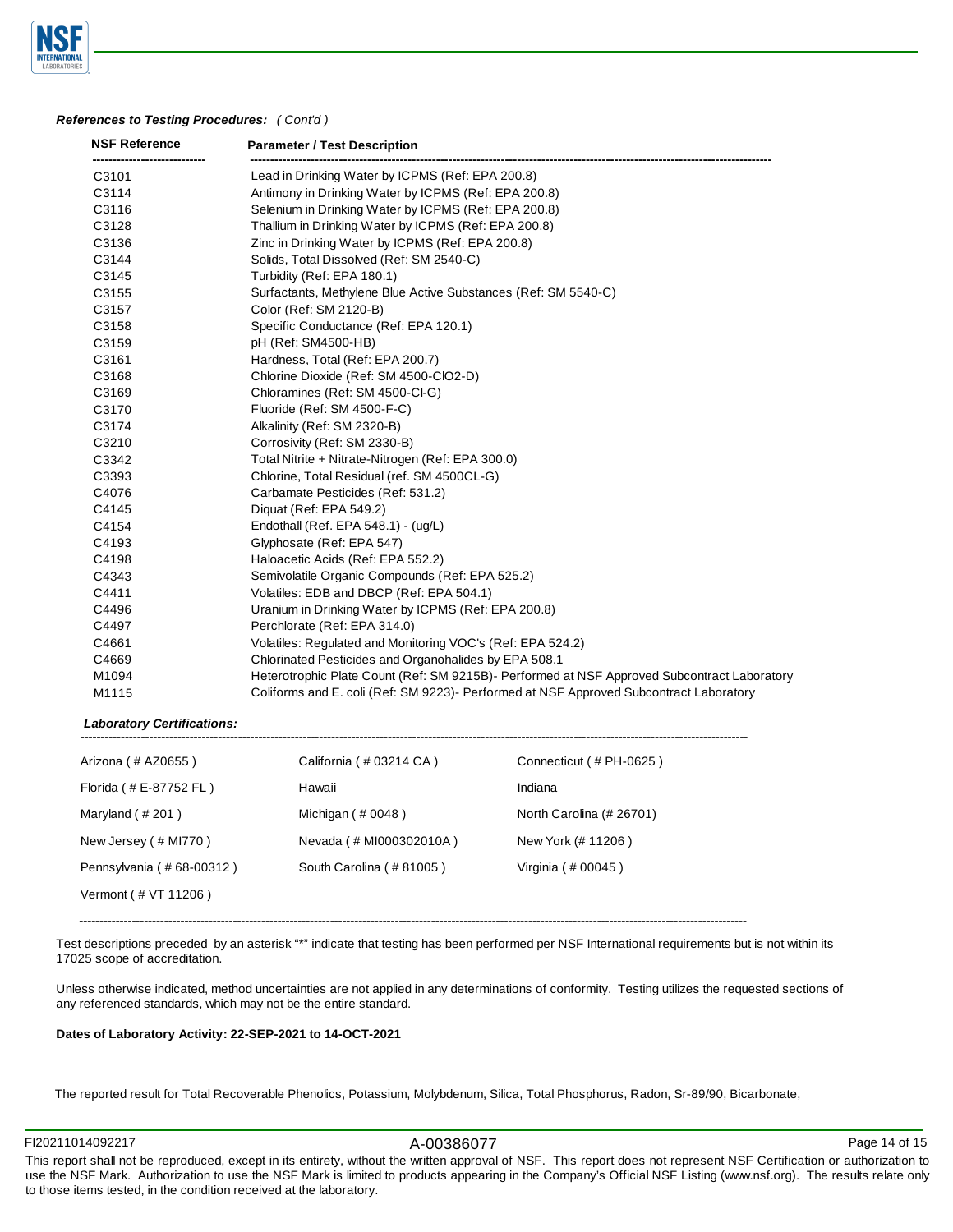***References to Testing Procedures:*** *( Cont'd )*

| NSF Reference | Parameter / Test Description |
|---|---|
| C3101 | Lead in Drinking Water by ICPMS (Ref: EPA 200.8) |
| C3114 | Antimony in Drinking Water by ICPMS (Ref: EPA 200.8) |
| C3116 | Selenium in Drinking Water by ICPMS (Ref: EPA 200.8) |
| C3128 | Thallium in Drinking Water by ICPMS (Ref: EPA 200.8) |
| C3136 | Zinc in Drinking Water by ICPMS (Ref: EPA 200.8) |
| C3144 | Solids, Total Dissolved (Ref: SM 2540-C) |
| C3145 | Turbidity (Ref: EPA 180.1) |
| C3155 | Surfactants, Methylene Blue Active Substances (Ref: SM 5540-C) |
| C3157 | Color (Ref: SM 2120-B) |
| C3158 | Specific Conductance (Ref: EPA 120.1) |
| C3159 | pH (Ref: SM4500-HB) |
| C3161 | Hardness, Total (Ref: EPA 200.7) |
| C3168 | Chlorine Dioxide (Ref: SM 4500-ClO2-D) |
| C3169 | Chloramines (Ref: SM 4500-Cl-G) |
| C3170 | Fluoride (Ref: SM 4500-F-C) |
| C3174 | Alkalinity (Ref: SM 2320-B) |
| C3210 | Corrosivity (Ref: SM 2330-B) |
| C3342 | Total Nitrite + Nitrate-Nitrogen (Ref: EPA 300.0) |
| C3393 | Chlorine, Total Residual (ref. SM 4500CL-G) |
| C4076 | Carbamate Pesticides (Ref: 531.2) |
| C4145 | Diquat (Ref: EPA 549.2) |
| C4154 | Endothall (Ref. EPA 548.1) - (ug/L) |
| C4193 | Glyphosate (Ref: EPA 547) |
| C4198 | Haloacetic Acids (Ref: EPA 552.2) |
| C4343 | Semivolatile Organic Compounds (Ref: EPA 525.2) |
| C4411 | Volatiles: EDB and DBCP (Ref: EPA 504.1) |
| C4496 | Uranium in Drinking Water by ICPMS (Ref: EPA 200.8) |
| C4497 | Perchlorate (Ref: EPA 314.0) |
| C4661 | Volatiles: Regulated and Monitoring VOC's (Ref: EPA 524.2) |
| C4669 | Chlorinated Pesticides and Organohalides by EPA 508.1 |
| M1094 | Heterotrophic Plate Count (Ref: SM 9215B)- Performed at NSF Approved Subcontract Laboratory |
| M1115 | Coliforms and E. coli (Ref: SM 9223)- Performed at NSF Approved Subcontract Laboratory |

***Laboratory Certifications:***

| | | |
|---|---|---|
| Arizona ( # AZ0655 ) | California ( # 03214 CA ) | Connecticut ( # PH-0625 ) |
| Florida ( # E-87752 FL ) | Hawaii | Indiana |
| Maryland ( # 201 ) | Michigan ( # 0048 ) | North Carolina (# 26701) |
| New Jersey ( # MI770 ) | Nevada ( # MI000302010A ) | New York (# 11206 ) |
| Pennsylvania ( # 68-00312 ) | South Carolina ( # 81005 ) | Virginia ( # 00045 ) |
| Vermont ( # VT 11206 ) | | |

Test descriptions preceded by an asterisk "*" indicate that testing has been performed per NSF International requirements but is not within its 17025 scope of accreditation.

Unless otherwise indicated, method uncertainties are not applied in any determinations of conformity. Testing utilizes the requested sections of any referenced standards, which may not be the entire standard.

**Dates of Laboratory Activity: 22-SEP-2021 to 14-OCT-2021**

The reported result for Total Recoverable Phenolics, Potassium, Molybdenum, Silica, Total Phosphorus, Radon, Sr-89/90, Bicarbonate,

FI20211014092217 A-00386077

This report shall not be reproduced, except in its entirety, without the written approval of NSF. This report does not represent NSF Certification or authorization to use the NSF Mark. Authorization to use the NSF Mark is limited to products appearing in the Company's Official NSF Listing (www.nsf.org). The results relate only to those items tested, in the condition received at the laboratory.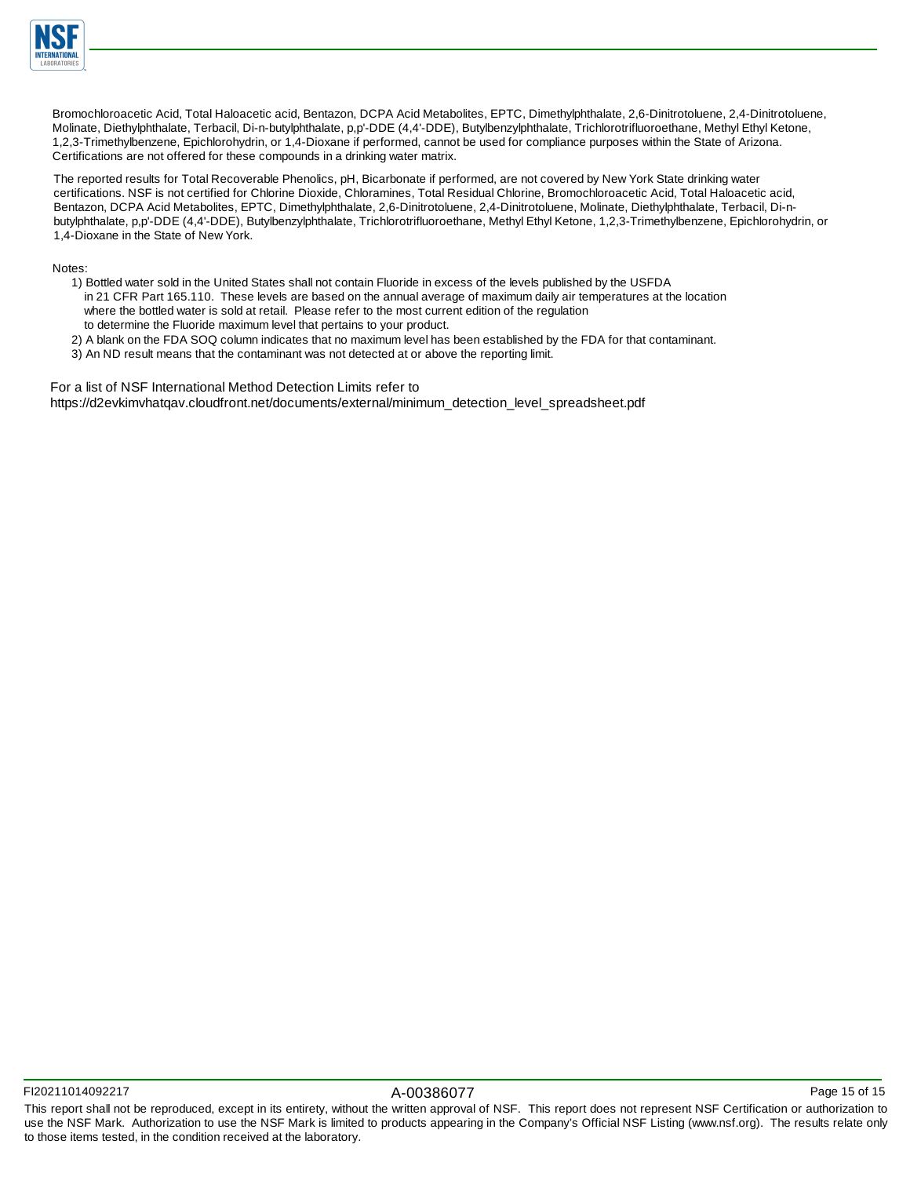Bromochloroacetic Acid, Total Haloacetic acid, Bentazon, DCPA Acid Metabolites, EPTC, Dimethylphthalate, 2,6-Dinitrotoluene, 2,4-Dinitrotoluene, Molinate, Diethylphthalate, Terbacil, Di-n-butylphthalate, p,p'-DDE (4,4'-DDE), Butylbenzylphthalate, Trichlorotrifluoroethane, Methyl Ethyl Ketone, 1,2,3-Trimethylbenzene, Epichlorohydrin, or 1,4-Dioxane if performed, cannot be used for compliance purposes within the State of Arizona. Certifications are not offered for these compounds in a drinking water matrix.

The reported results for Total Recoverable Phenolics, pH, Bicarbonate if performed, are not covered by New York State drinking water certifications. NSF is not certified for Chlorine Dioxide, Chloramines, Total Residual Chlorine, Bromochloroacetic Acid, Total Haloacetic acid, Bentazon, DCPA Acid Metabolites, EPTC, Dimethylphthalate, 2,6-Dinitrotoluene, 2,4-Dinitrotoluene, Molinate, Diethylphthalate, Terbacil, Di-n-butylphthalate, p,p'-DDE (4,4'-DDE), Butylbenzylphthalate, Trichlorotrifluoroethane, Methyl Ethyl Ketone, 1,2,3-Trimethylbenzene, Epichlorohydrin, or 1,4-Dioxane in the State of New York.

Notes:

1) Bottled water sold in the United States shall not contain Fluoride in excess of the levels published by the USFDA in 21 CFR Part 165.110. These levels are based on the annual average of maximum daily air temperatures at the location where the bottled water is sold at retail. Please refer to the most current edition of the regulation to determine the Fluoride maximum level that pertains to your product.
2) A blank on the FDA SOQ column indicates that no maximum level has been established by the FDA for that contaminant.
3) An ND result means that the contaminant was not detected at or above the reporting limit.

For a list of NSF International Method Detection Limits refer to
https://d2evkimvhatqav.cloudfront.net/documents/external/minimum_detection_level_spreadsheet.pdf

FI20211014092217 A-00386077

This report shall not be reproduced, except in its entirety, without the written approval of NSF. This report does not represent NSF Certification or authorization to use the NSF Mark. Authorization to use the NSF Mark is limited to products appearing in the Company's Official NSF Listing (www.nsf.org). The results relate only to those items tested, in the condition received at the laboratory.